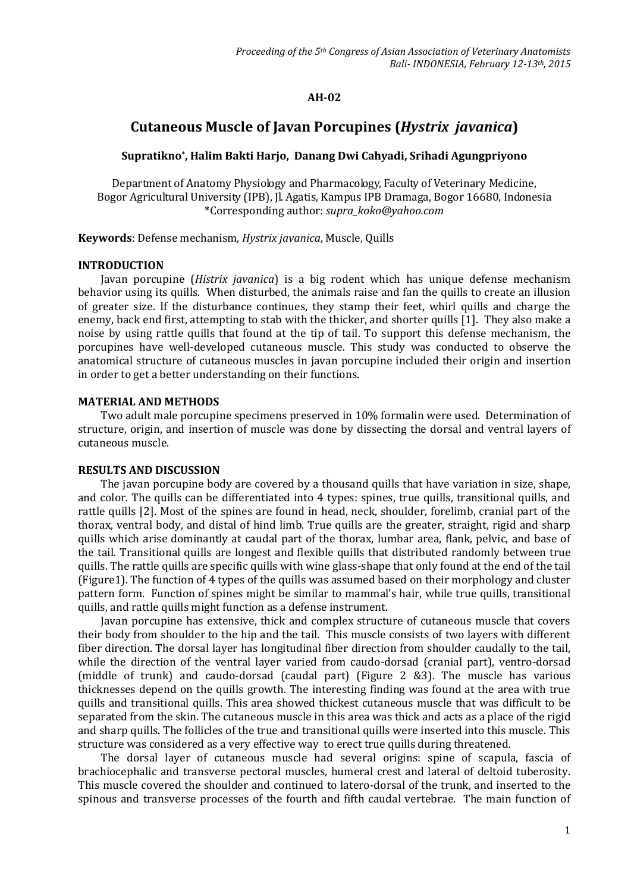**AH-02**

# Cutaneous Muscle of Javan Porcupines (*Hystrix javanica*)

**Supratikno\*, Halim Bakti Harjo, Danang Dwi Cahyadi, Srihadi Agungpriyono**

Department of Anatomy Physiology and Pharmacology, Faculty of Veterinary Medicine, Bogor Agricultural University (IPB), Jl. Agatis, Kampus IPB Dramaga, Bogor 16680, Indonesia
\*Corresponding author: *supra_koko@yahoo.com*

**Keywords**: Defense mechanism, *Hystrix javanica*, Muscle, Quills

## INTRODUCTION

Javan porcupine (*Histrix javanica*) is a big rodent which has unique defense mechanism behavior using its quills. When disturbed, the animals raise and fan the quills to create an illusion of greater size. If the disturbance continues, they stamp their feet, whirl quills and charge the enemy, back end first, attempting to stab with the thicker, and shorter quills [1]. They also make a noise by using rattle quills that found at the tip of tail. To support this defense mechanism, the porcupines have well-developed cutaneous muscle. This study was conducted to observe the anatomical structure of cutaneous muscles in javan porcupine included their origin and insertion in order to get a better understanding on their functions.

## MATERIAL AND METHODS

Two adult male porcupine specimens preserved in 10% formalin were used. Determination of structure, origin, and insertion of muscle was done by dissecting the dorsal and ventral layers of cutaneous muscle.

## RESULTS AND DISCUSSION

The javan porcupine body are covered by a thousand quills that have variation in size, shape, and color. The quills can be differentiated into 4 types: spines, true quills, transitional quills, and rattle quills [2]. Most of the spines are found in head, neck, shoulder, forelimb, cranial part of the thorax, ventral body, and distal of hind limb. True quills are the greater, straight, rigid and sharp quills which arise dominantly at caudal part of the thorax, lumbar area, flank, pelvic, and base of the tail. Transitional quills are longest and flexible quills that distributed randomly between true quills. The rattle quills are specific quills with wine glass-shape that only found at the end of the tail (Figure1). The function of 4 types of the quills was assumed based on their morphology and cluster pattern form. Function of spines might be similar to mammal's hair, while true quills, transitional quills, and rattle quills might function as a defense instrument.

Javan porcupine has extensive, thick and complex structure of cutaneous muscle that covers their body from shoulder to the hip and the tail. This muscle consists of two layers with different fiber direction. The dorsal layer has longitudinal fiber direction from shoulder caudally to the tail, while the direction of the ventral layer varied from caudo-dorsad (cranial part), ventro-dorsad (middle of trunk) and caudo-dorsad (caudal part) (Figure 2 &3). The muscle has various thicknesses depend on the quills growth. The interesting finding was found at the area with true quills and transitional quills. This area showed thickest cutaneous muscle that was difficult to be separated from the skin. The cutaneous muscle in this area was thick and acts as a place of the rigid and sharp quills. The follicles of the true and transitional quills were inserted into this muscle. This structure was considered as a very effective way to erect true quills during threatened.

The dorsal layer of cutaneous muscle had several origins: spine of scapula, fascia of brachiocephalic and transverse pectoral muscles, humeral crest and lateral of deltoid tuberosity. This muscle covered the shoulder and continued to latero-dorsal of the trunk, and inserted to the spinous and transverse processes of the fourth and fifth caudal vertebrae. The main function of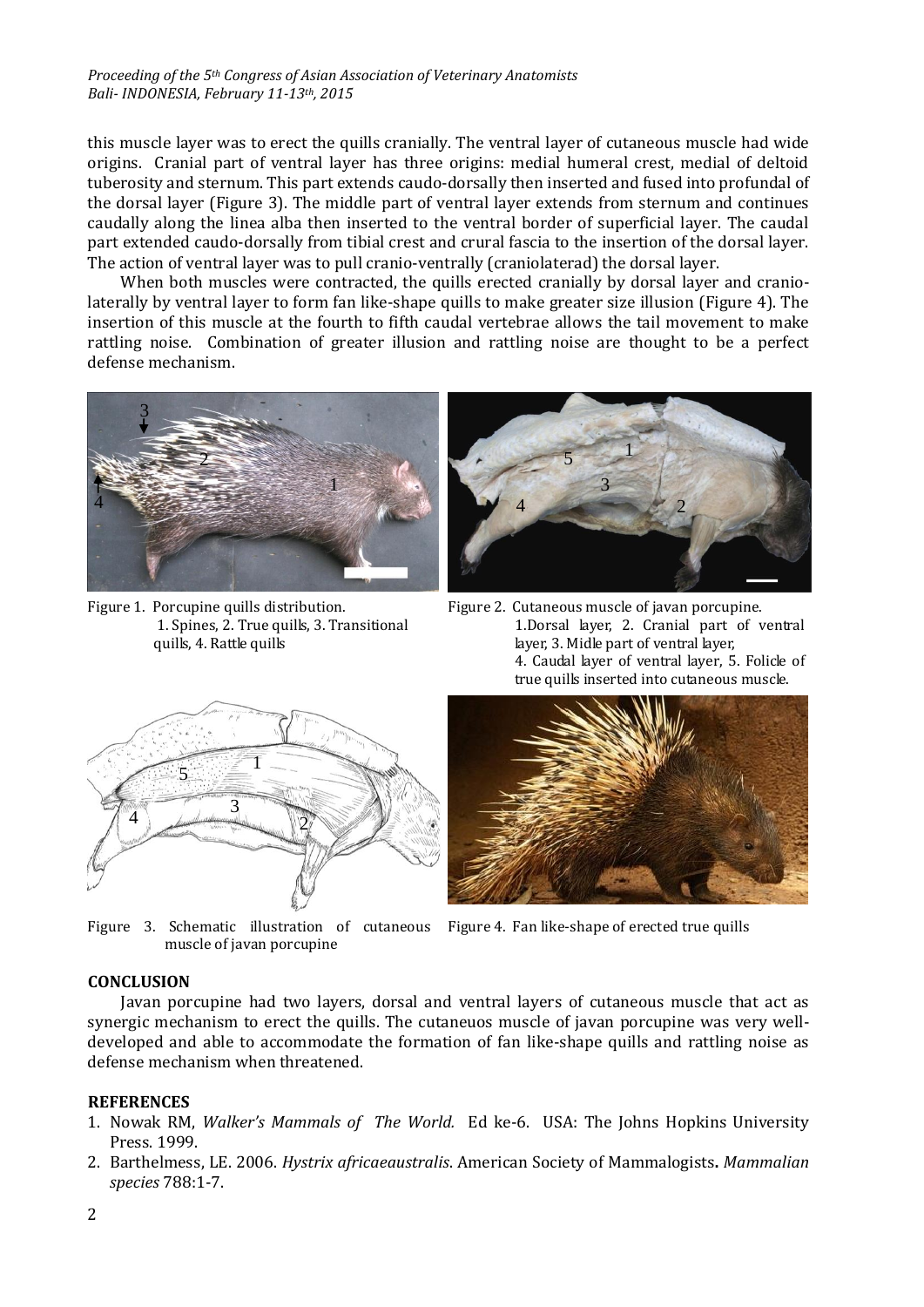this muscle layer was to erect the quills cranially. The ventral layer of cutaneous muscle had wide origins. Cranial part of ventral layer has three origins: medial humeral crest, medial of deltoid tuberosity and sternum. This part extends caudo-dorsally then inserted and fused into profundal of the dorsal layer (Figure 3). The middle part of ventral layer extends from sternum and continues caudally along the linea alba then inserted to the ventral border of superficial layer. The caudal part extended caudo-dorsally from tibial crest and crural fascia to the insertion of the dorsal layer. The action of ventral layer was to pull cranio-ventrally (craniolaterad) the dorsal layer.

When both muscles were contracted, the quills erected cranially by dorsal layer and cranio-laterally by ventral layer to form fan like-shape quills to make greater size illusion (Figure 4). The insertion of this muscle at the fourth to fifth caudal vertebrae allows the tail movement to make rattling noise. Combination of greater illusion and rattling noise are thought to be a perfect defense mechanism.

Figure 1. Porcupine quills distribution. 1. Spines, 2. True quills, 3. Transitional quills, 4. Rattle quills

Figure 2. Cutaneous muscle of javan porcupine. 1.Dorsal layer, 2. Cranial part of ventral layer, 3. Midle part of ventral layer, 4. Caudal layer of ventral layer, 5. Folicle of true quills inserted into cutaneous muscle.

Figure 3. Schematic illustration of cutaneous muscle of javan porcupine

Figure 4. Fan like-shape of erected true quills

## CONCLUSION

Javan porcupine had two layers, dorsal and ventral layers of cutaneous muscle that act as synergic mechanism to erect the quills. The cutaneuos muscle of javan porcupine was very well-developed and able to accommodate the formation of fan like-shape quills and rattling noise as defense mechanism when threatened.

## REFERENCES

1. Nowak RM, *Walker's Mammals of The World.* Ed ke-6. USA: The Johns Hopkins University Press. 1999.
2. Barthelmess, LE. 2006. *Hystrix africaeaustralis*. American Society of Mammalogists**.** *Mammalian species* 788:1-7.